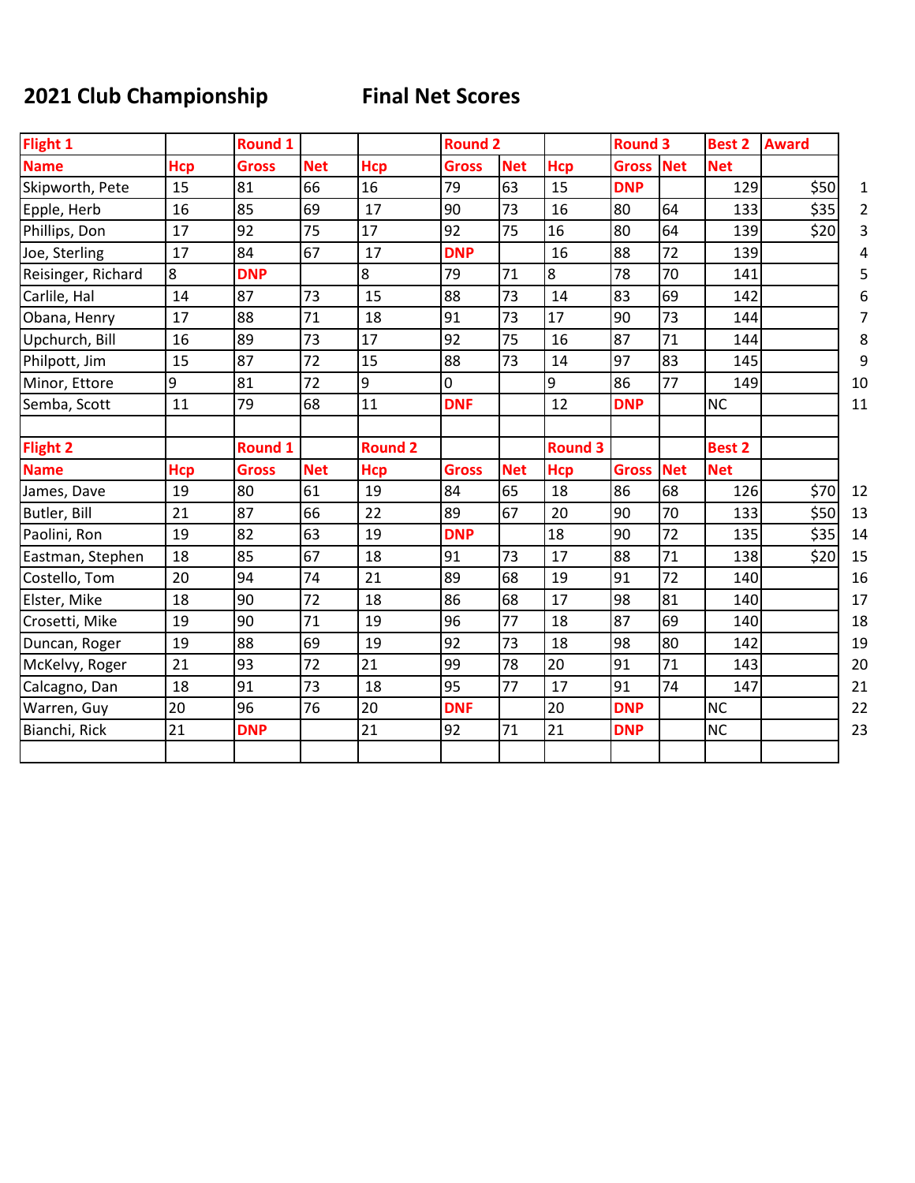# 2021 Club Championship — Final Net Scores

| Flight 1 | | Round 1 | | | Round 2 | | | Round 3 | | Best 2 | Award | |
|---|---|---|---|---|---|---|---|---|---|---|---|---|
| Name | Hcp | Gross | Net | Hcp | Gross | Net | Hcp | Gross | Net | Net | | |
| Skipworth, Pete | 15 | 81 | 66 | 16 | 79 | 63 | 15 | DNP | | 129 | $50 | 1 |
| Epple, Herb | 16 | 85 | 69 | 17 | 90 | 73 | 16 | 80 | 64 | 133 | $35 | 2 |
| Phillips, Don | 17 | 92 | 75 | 17 | 92 | 75 | 16 | 80 | 64 | 139 | $20 | 3 |
| Joe, Sterling | 17 | 84 | 67 | 17 | DNP | | 16 | 88 | 72 | 139 | | 4 |
| Reisinger, Richard | 8 | DNP | | 8 | 79 | 71 | 8 | 78 | 70 | 141 | | 5 |
| Carlile, Hal | 14 | 87 | 73 | 15 | 88 | 73 | 14 | 83 | 69 | 142 | | 6 |
| Obana, Henry | 17 | 88 | 71 | 18 | 91 | 73 | 17 | 90 | 73 | 144 | | 7 |
| Upchurch, Bill | 16 | 89 | 73 | 17 | 92 | 75 | 16 | 87 | 71 | 144 | | 8 |
| Philpott, Jim | 15 | 87 | 72 | 15 | 88 | 73 | 14 | 97 | 83 | 145 | | 9 |
| Minor, Ettore | 9 | 81 | 72 | 9 | 0 | | 9 | 86 | 77 | 149 | | 10 |
| Semba, Scott | 11 | 79 | 68 | 11 | DNF | | 12 | DNP | | NC | | 11 |
| | | | | | | | | | | | | |
| Flight 2 | | Round 1 | | Round 2 | | | Round 3 | | | Best 2 | | |
| Name | Hcp | Gross | Net | Hcp | Gross | Net | Hcp | Gross | Net | Net | | |
| James, Dave | 19 | 80 | 61 | 19 | 84 | 65 | 18 | 86 | 68 | 126 | $70 | 12 |
| Butler, Bill | 21 | 87 | 66 | 22 | 89 | 67 | 20 | 90 | 70 | 133 | $50 | 13 |
| Paolini, Ron | 19 | 82 | 63 | 19 | DNP | | 18 | 90 | 72 | 135 | $35 | 14 |
| Eastman, Stephen | 18 | 85 | 67 | 18 | 91 | 73 | 17 | 88 | 71 | 138 | $20 | 15 |
| Costello, Tom | 20 | 94 | 74 | 21 | 89 | 68 | 19 | 91 | 72 | 140 | | 16 |
| Elster, Mike | 18 | 90 | 72 | 18 | 86 | 68 | 17 | 98 | 81 | 140 | | 17 |
| Crosetti, Mike | 19 | 90 | 71 | 19 | 96 | 77 | 18 | 87 | 69 | 140 | | 18 |
| Duncan, Roger | 19 | 88 | 69 | 19 | 92 | 73 | 18 | 98 | 80 | 142 | | 19 |
| McKelvy, Roger | 21 | 93 | 72 | 21 | 99 | 78 | 20 | 91 | 71 | 143 | | 20 |
| Calcagno, Dan | 18 | 91 | 73 | 18 | 95 | 77 | 17 | 91 | 74 | 147 | | 21 |
| Warren, Guy | 20 | 96 | 76 | 20 | DNF | | 20 | DNP | | NC | | 22 |
| Bianchi, Rick | 21 | DNP | | 21 | 92 | 71 | 21 | DNP | | NC | | 23 |
| | | | | | | | | | | | | |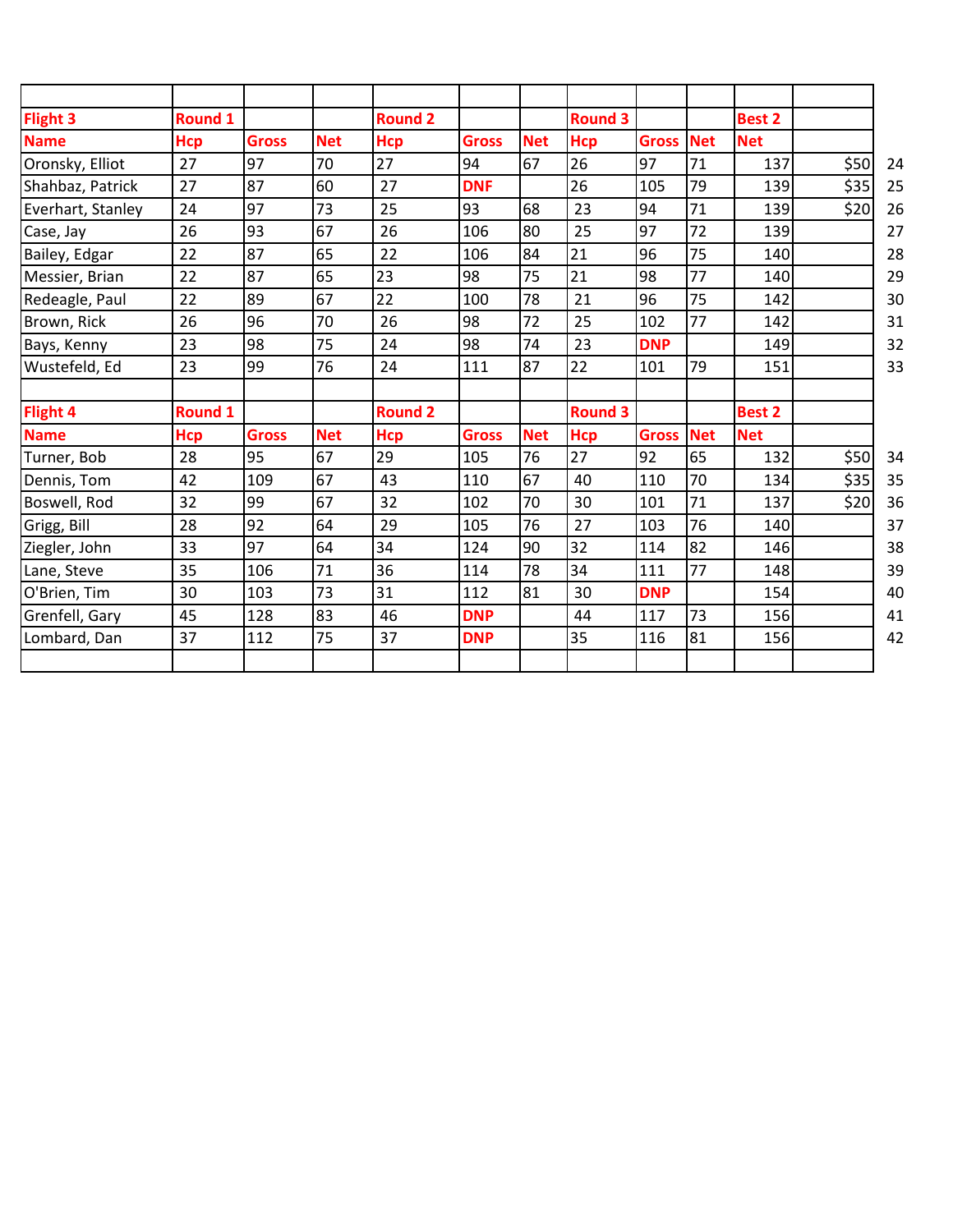| Flight 3 | Round 1 | | | Round 2 | | | Round 3 | | | Best 2 | | |
|---|---|---|---|---|---|---|---|---|---|---|---|---|
| Name | Hcp | Gross | Net | Hcp | Gross | Net | Hcp | Gross | Net | Net | | |
| Oronsky, Elliot | 27 | 97 | 70 | 27 | 94 | 67 | 26 | 97 | 71 | 137 | $50 | 24 |
| Shahbaz, Patrick | 27 | 87 | 60 | 27 | DNF | | 26 | 105 | 79 | 139 | $35 | 25 |
| Everhart, Stanley | 24 | 97 | 73 | 25 | 93 | 68 | 23 | 94 | 71 | 139 | $20 | 26 |
| Case, Jay | 26 | 93 | 67 | 26 | 106 | 80 | 25 | 97 | 72 | 139 | | 27 |
| Bailey, Edgar | 22 | 87 | 65 | 22 | 106 | 84 | 21 | 96 | 75 | 140 | | 28 |
| Messier, Brian | 22 | 87 | 65 | 23 | 98 | 75 | 21 | 98 | 77 | 140 | | 29 |
| Redeagle, Paul | 22 | 89 | 67 | 22 | 100 | 78 | 21 | 96 | 75 | 142 | | 30 |
| Brown, Rick | 26 | 96 | 70 | 26 | 98 | 72 | 25 | 102 | 77 | 142 | | 31 |
| Bays, Kenny | 23 | 98 | 75 | 24 | 98 | 74 | 23 | DNP | | 149 | | 32 |
| Wustefeld, Ed | 23 | 99 | 76 | 24 | 111 | 87 | 22 | 101 | 79 | 151 | | 33 |

| Flight 4 | Round 1 | | | Round 2 | | | Round 3 | | | Best 2 | | |
|---|---|---|---|---|---|---|---|---|---|---|---|---|
| Name | Hcp | Gross | Net | Hcp | Gross | Net | Hcp | Gross | Net | Net | | |
| Turner, Bob | 28 | 95 | 67 | 29 | 105 | 76 | 27 | 92 | 65 | 132 | $50 | 34 |
| Dennis, Tom | 42 | 109 | 67 | 43 | 110 | 67 | 40 | 110 | 70 | 134 | $35 | 35 |
| Boswell, Rod | 32 | 99 | 67 | 32 | 102 | 70 | 30 | 101 | 71 | 137 | $20 | 36 |
| Grigg, Bill | 28 | 92 | 64 | 29 | 105 | 76 | 27 | 103 | 76 | 140 | | 37 |
| Ziegler, John | 33 | 97 | 64 | 34 | 124 | 90 | 32 | 114 | 82 | 146 | | 38 |
| Lane, Steve | 35 | 106 | 71 | 36 | 114 | 78 | 34 | 111 | 77 | 148 | | 39 |
| O'Brien, Tim | 30 | 103 | 73 | 31 | 112 | 81 | 30 | DNP | | 154 | | 40 |
| Grenfell, Gary | 45 | 128 | 83 | 46 | DNP | | 44 | 117 | 73 | 156 | | 41 |
| Lombard, Dan | 37 | 112 | 75 | 37 | DNP | | 35 | 116 | 81 | 156 | | 42 |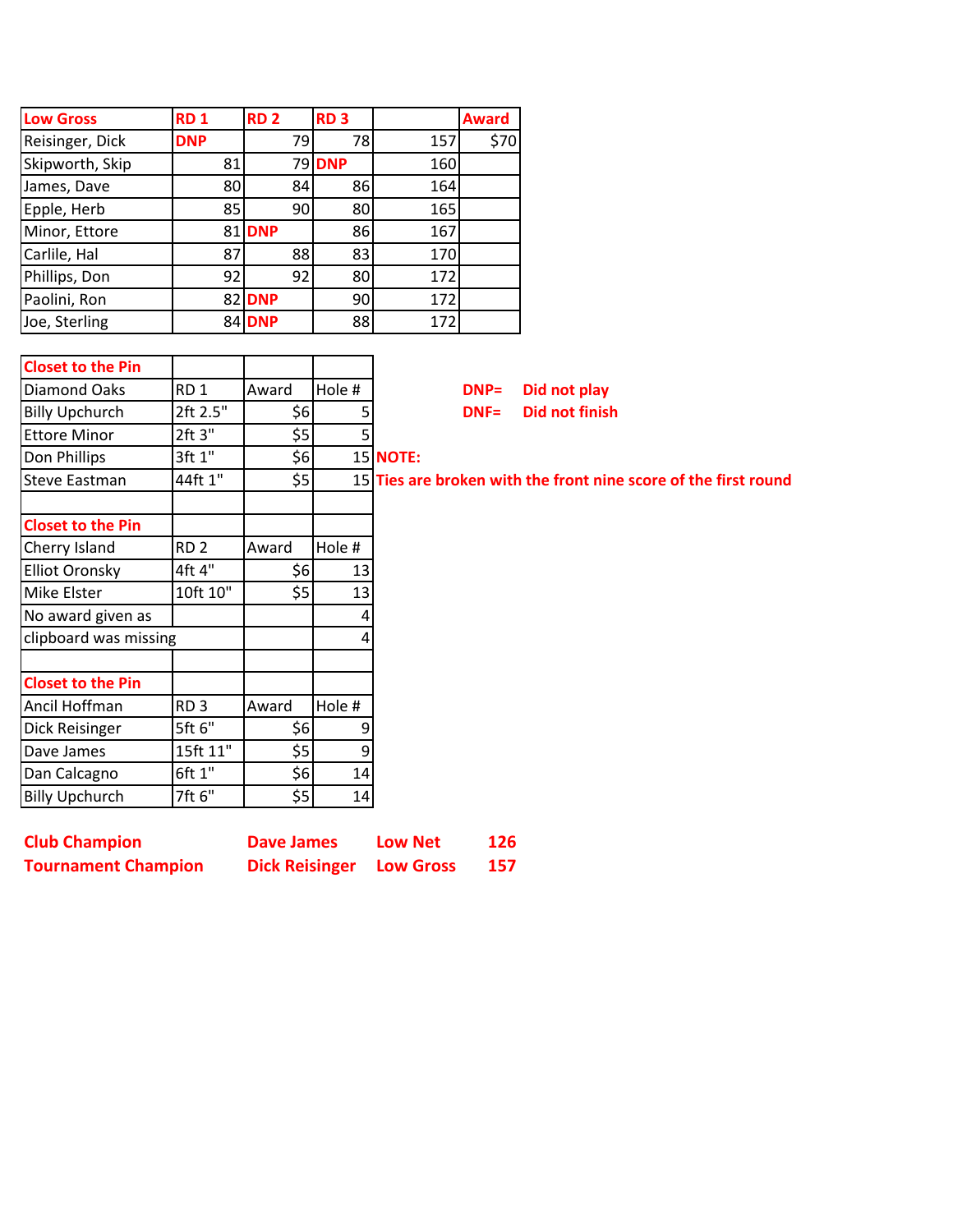| Low Gross | RD 1 | RD 2 | RD 3 | | Award |
|---|---|---|---|---|---|
| Reisinger, Dick | DNP | 79 | 78 | 157 | $70 |
| Skipworth, Skip | 81 | 79 | DNP | 160 | |
| James, Dave | 80 | 84 | 86 | 164 | |
| Epple, Herb | 85 | 90 | 80 | 165 | |
| Minor, Ettore | 81 | DNP | 86 | 167 | |
| Carlile, Hal | 87 | 88 | 83 | 170 | |
| Phillips, Don | 92 | 92 | 80 | 172 | |
| Paolini, Ron | 82 | DNP | 90 | 172 | |
| Joe, Sterling | 84 | DNP | 88 | 172 | |

| Closet to the Pin | | | |
|---|---|---|---|
| Diamond Oaks | RD 1 | Award | Hole # |
| Billy Upchurch | 2ft 2.5" | $6 | 5 |
| Ettore Minor | 2ft 3" | $5 | 5 |
| Don Phillips | 3ft 1" | $6 | 15 |
| Steve Eastman | 44ft 1" | $5 | 15 |
| | | | |
| **Closet to the Pin** | | | |
| Cherry Island | RD 2 | Award | Hole # |
| Elliot Oronsky | 4ft 4" | $6 | 13 |
| Mike Elster | 10ft 10" | $5 | 13 |
| No award given as | | | 4 |
| clipboard was missing | | | 4 |
| | | | |
| **Closet to the Pin** | | | |
| Ancil Hoffman | RD 3 | Award | Hole # |
| Dick Reisinger | 5ft 6" | $6 | 9 |
| Dave James | 15ft 11" | $5 | 9 |
| Dan Calcagno | 6ft 1" | $6 | 14 |
| Billy Upchurch | 7ft 6" | $5 | 14 |

**DNP=** Did not play

**DNF=** Did not finish

**NOTE:**
Ties are broken with the front nine score of the first round

| | | | |
|---|---|---|---|
| **Club Champion** | **Dave James** | **Low Net** | **126** |
| **Tournament Champion** | **Dick Reisinger** | **Low Gross** | **157** |